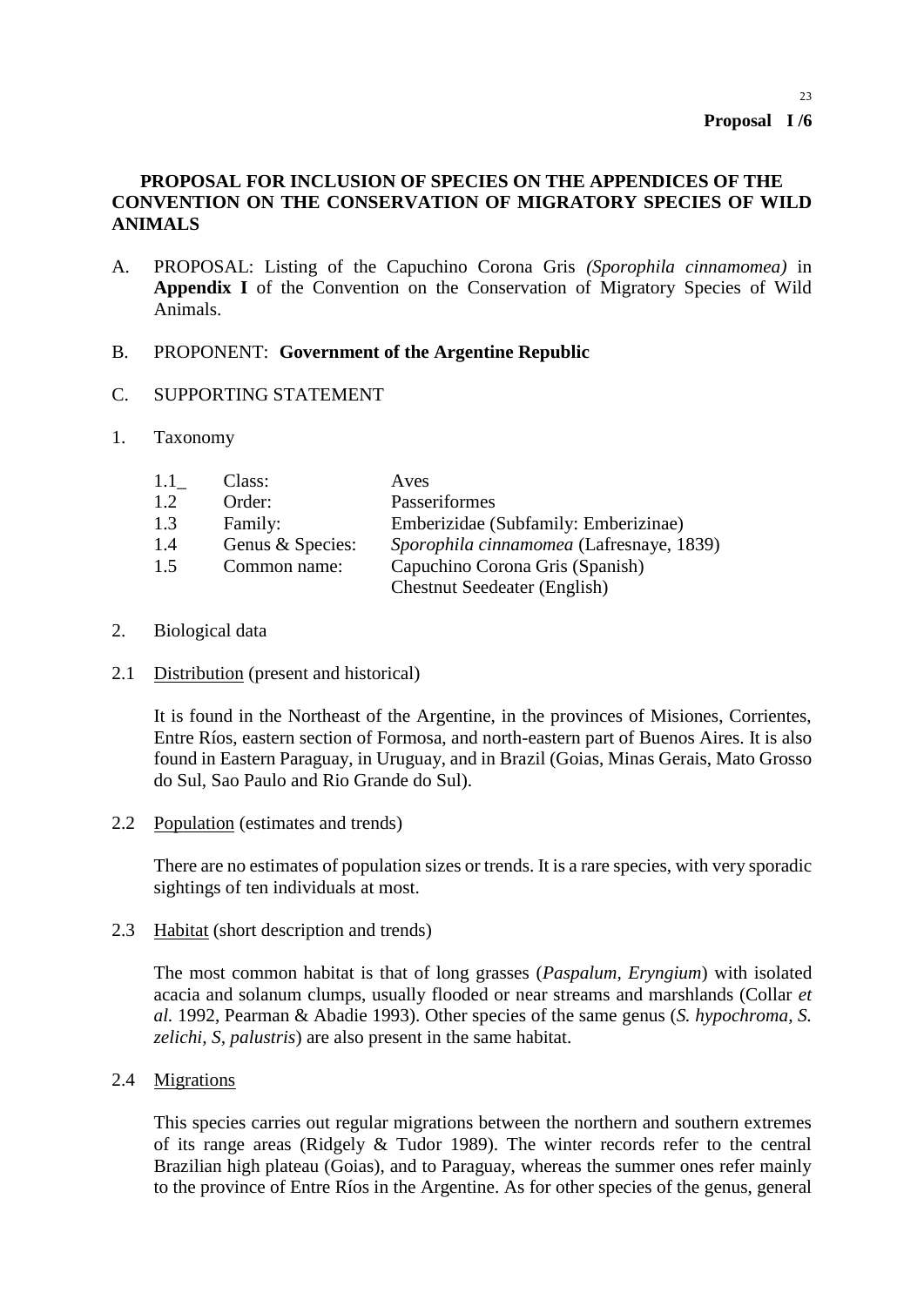**Proposal I /6**

**PROPOSAL FOR INCLUSION OF SPECIES ON THE APPENDICES OF THE CONVENTION ON THE CONSERVATION OF MIGRATORY SPECIES OF WILD ANIMALS**

A. PROPOSAL: Listing of the Capuchino Corona Gris *(Sporophila cinnamomea)* in **Appendix I** of the Convention on the Conservation of Migratory Species of Wild Animals.

B. PROPONENT: **Government of the Argentine Republic**

C. SUPPORTING STATEMENT

1. Taxonomy

| | | |
|---|---|---|
| 1.1_ | Class: | Aves |
| 1.2 | Order: | Passeriformes |
| 1.3 | Family: | Emberizidae (Subfamily: Emberizinae) |
| 1.4 | Genus & Species: | *Sporophila cinnamomea* (Lafresnaye, 1839) |
| 1.5 | Common name: | Capuchino Corona Gris (Spanish)<br>Chestnut Seedeater (English) |

2. Biological data

2.1 Distribution (present and historical)

It is found in the Northeast of the Argentine, in the provinces of Misiones, Corrientes, Entre Ríos, eastern section of Formosa, and north-eastern part of Buenos Aires. It is also found in Eastern Paraguay, in Uruguay, and in Brazil (Goias, Minas Gerais, Mato Grosso do Sul, Sao Paulo and Rio Grande do Sul).

2.2 Population (estimates and trends)

There are no estimates of population sizes or trends. It is a rare species, with very sporadic sightings of ten individuals at most.

2.3 Habitat (short description and trends)

The most common habitat is that of long grasses (*Paspalum*, *Eryngium*) with isolated acacia and solanum clumps, usually flooded or near streams and marshlands (Collar *et al.* 1992, Pearman & Abadie 1993). Other species of the same genus (*S. hypochroma, S. zelichi, S, palustris*) are also present in the same habitat.

2.4 Migrations

This species carries out regular migrations between the northern and southern extremes of its range areas (Ridgely & Tudor 1989). The winter records refer to the central Brazilian high plateau (Goias), and to Paraguay, whereas the summer ones refer mainly to the province of Entre Ríos in the Argentine. As for other species of the genus, general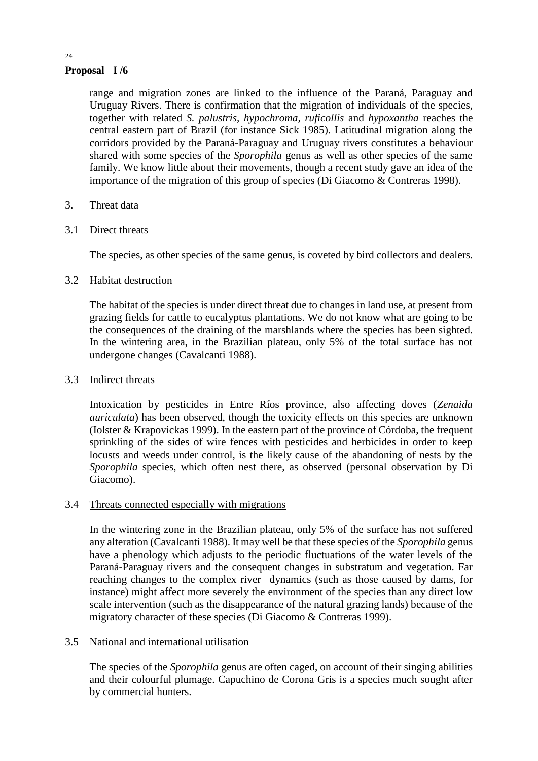range and migration zones are linked to the influence of the Paraná, Paraguay and Uruguay Rivers. There is confirmation that the migration of individuals of the species, together with related *S. palustris*, *hypochroma*, *ruficollis* and *hypoxantha* reaches the central eastern part of Brazil (for instance Sick 1985). Latitudinal migration along the corridors provided by the Paraná-Paraguay and Uruguay rivers constitutes a behaviour shared with some species of the *Sporophila* genus as well as other species of the same family. We know little about their movements, though a recent study gave an idea of the importance of the migration of this group of species (Di Giacomo & Contreras 1998).

3. Threat data

3.1 Direct threats

The species, as other species of the same genus, is coveted by bird collectors and dealers.

3.2 Habitat destruction

The habitat of the species is under direct threat due to changes in land use, at present from grazing fields for cattle to eucalyptus plantations. We do not know what are going to be the consequences of the draining of the marshlands where the species has been sighted. In the wintering area, in the Brazilian plateau, only 5% of the total surface has not undergone changes (Cavalcanti 1988).

3.3 Indirect threats

Intoxication by pesticides in Entre Ríos province, also affecting doves (*Zenaida auriculata*) has been observed, though the toxicity effects on this species are unknown (Iolster & Krapovickas 1999). In the eastern part of the province of Córdoba, the frequent sprinkling of the sides of wire fences with pesticides and herbicides in order to keep locusts and weeds under control, is the likely cause of the abandoning of nests by the *Sporophila* species, which often nest there, as observed (personal observation by Di Giacomo).

3.4 Threats connected especially with migrations

In the wintering zone in the Brazilian plateau, only 5% of the surface has not suffered any alteration (Cavalcanti 1988). It may well be that these species of the *Sporophila* genus have a phenology which adjusts to the periodic fluctuations of the water levels of the Paraná-Paraguay rivers and the consequent changes in substratum and vegetation. Far reaching changes to the complex river dynamics (such as those caused by dams, for instance) might affect more severely the environment of the species than any direct low scale intervention (such as the disappearance of the natural grazing lands) because of the migratory character of these species (Di Giacomo & Contreras 1999).

3.5 National and international utilisation

The species of the *Sporophila* genus are often caged, on account of their singing abilities and their colourful plumage. Capuchino de Corona Gris is a species much sought after by commercial hunters.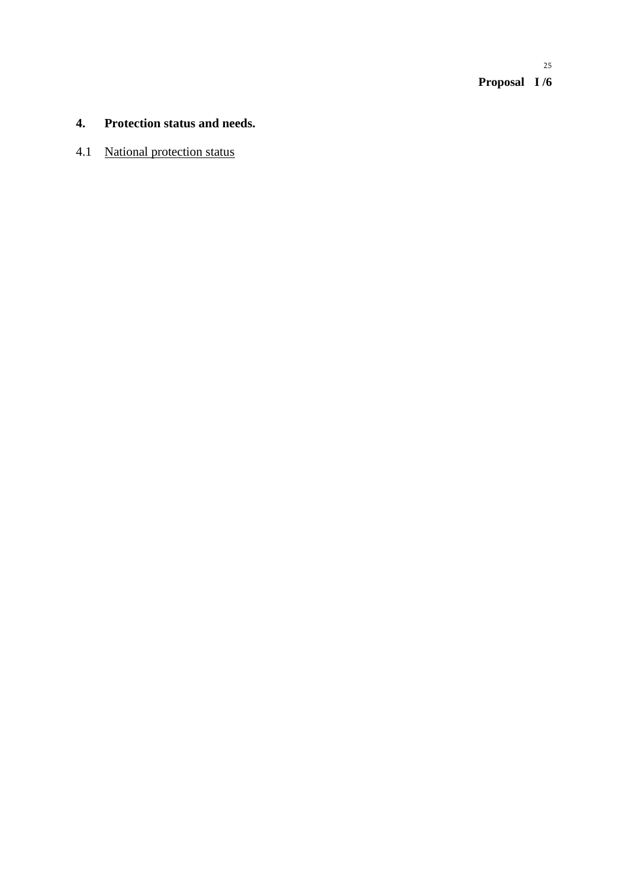## 4. Protection status and needs.

4.1 National protection status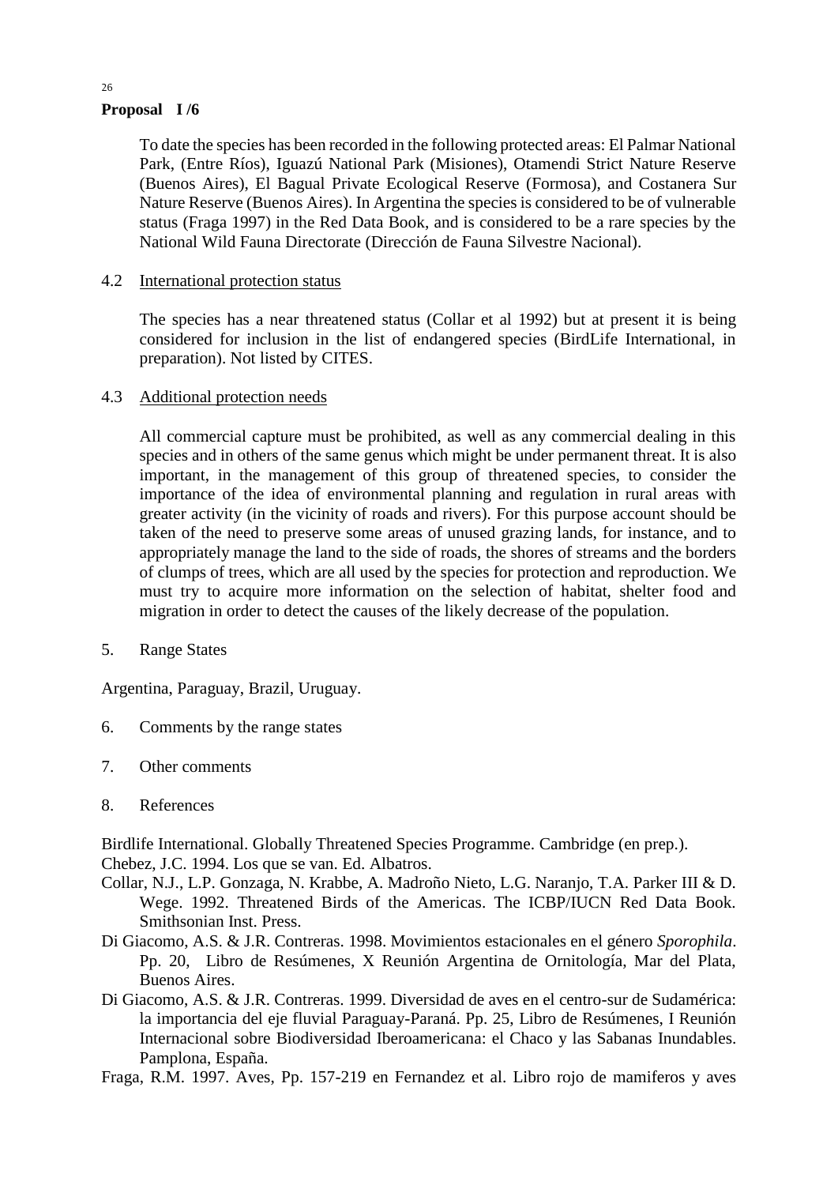**Proposal I /6**

To date the species has been recorded in the following protected areas: El Palmar National Park, (Entre Ríos), Iguazú National Park (Misiones), Otamendi Strict Nature Reserve (Buenos Aires), El Bagual Private Ecological Reserve (Formosa), and Costanera Sur Nature Reserve (Buenos Aires). In Argentina the species is considered to be of vulnerable status (Fraga 1997) in the Red Data Book, and is considered to be a rare species by the National Wild Fauna Directorate (Dirección de Fauna Silvestre Nacional).

4.2 International protection status

The species has a near threatened status (Collar et al 1992) but at present it is being considered for inclusion in the list of endangered species (BirdLife International, in preparation). Not listed by CITES.

4.3 Additional protection needs

All commercial capture must be prohibited, as well as any commercial dealing in this species and in others of the same genus which might be under permanent threat. It is also important, in the management of this group of threatened species, to consider the importance of the idea of environmental planning and regulation in rural areas with greater activity (in the vicinity of roads and rivers). For this purpose account should be taken of the need to preserve some areas of unused grazing lands, for instance, and to appropriately manage the land to the side of roads, the shores of streams and the borders of clumps of trees, which are all used by the species for protection and reproduction. We must try to acquire more information on the selection of habitat, shelter food and migration in order to detect the causes of the likely decrease of the population.

5. Range States

Argentina, Paraguay, Brazil, Uruguay.

6. Comments by the range states

7. Other comments

8. References

Birdlife International. Globally Threatened Species Programme. Cambridge (en prep.).

Chebez, J.C. 1994. Los que se van. Ed. Albatros.

Collar, N.J., L.P. Gonzaga, N. Krabbe, A. Madroño Nieto, L.G. Naranjo, T.A. Parker III & D. Wege. 1992. Threatened Birds of the Americas. The ICBP/IUCN Red Data Book. Smithsonian Inst. Press.

Di Giacomo, A.S. & J.R. Contreras. 1998. Movimientos estacionales en el género *Sporophila*. Pp. 20, Libro de Resúmenes, X Reunión Argentina de Ornitología, Mar del Plata, Buenos Aires.

Di Giacomo, A.S. & J.R. Contreras. 1999. Diversidad de aves en el centro-sur de Sudamérica: la importancia del eje fluvial Paraguay-Paraná. Pp. 25, Libro de Resúmenes, I Reunión Internacional sobre Biodiversidad Iberoamericana: el Chaco y las Sabanas Inundables. Pamplona, España.

Fraga, R.M. 1997. Aves, Pp. 157-219 en Fernandez et al. Libro rojo de mamiferos y aves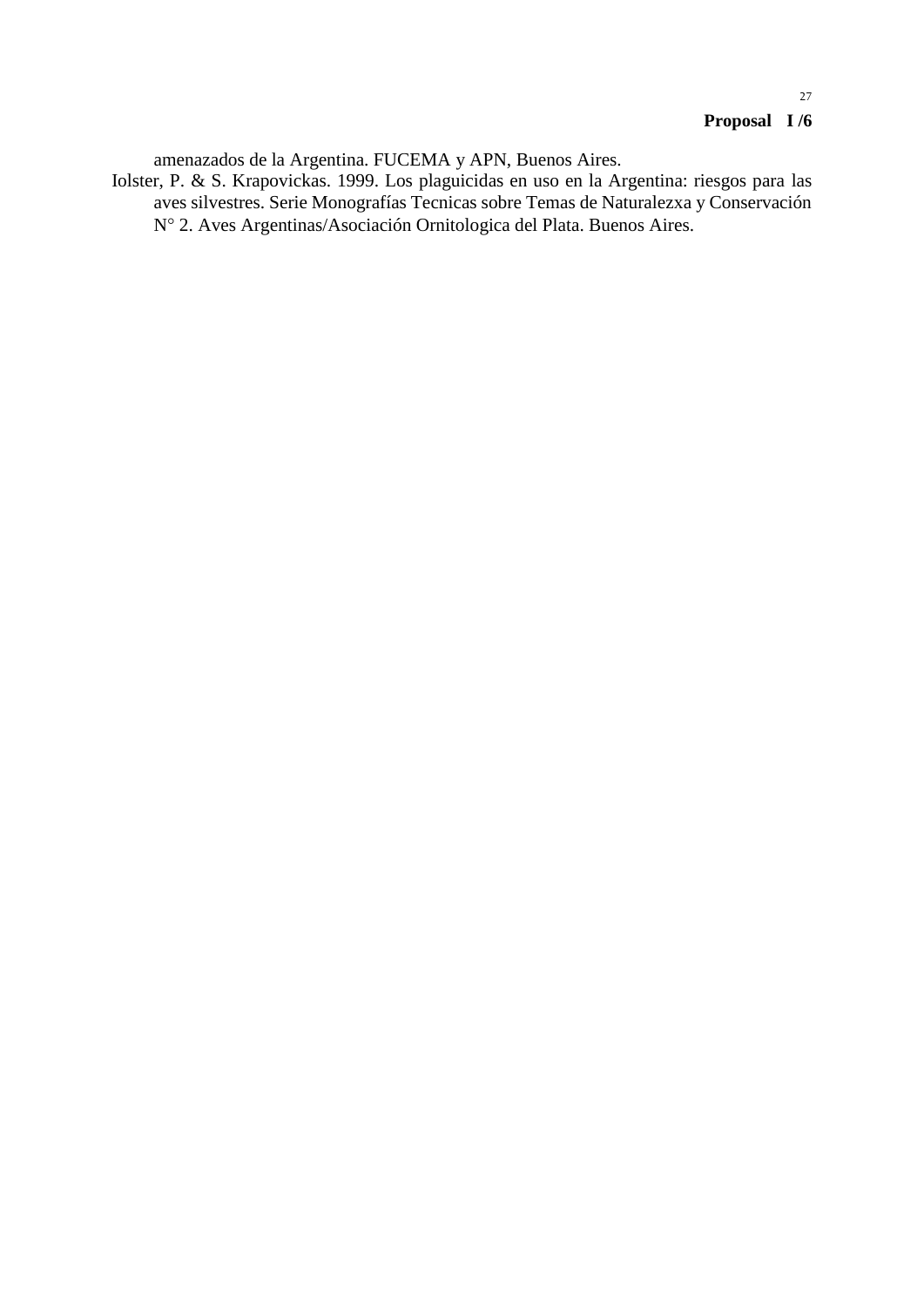amenazados de la Argentina. FUCEMA y APN, Buenos Aires.

Iolster, P. & S. Krapovickas. 1999. Los plaguicidas en uso en la Argentina: riesgos para las aves silvestres. Serie Monografías Tecnicas sobre Temas de Naturalezxa y Conservación N° 2. Aves Argentinas/Asociación Ornitologica del Plata. Buenos Aires.